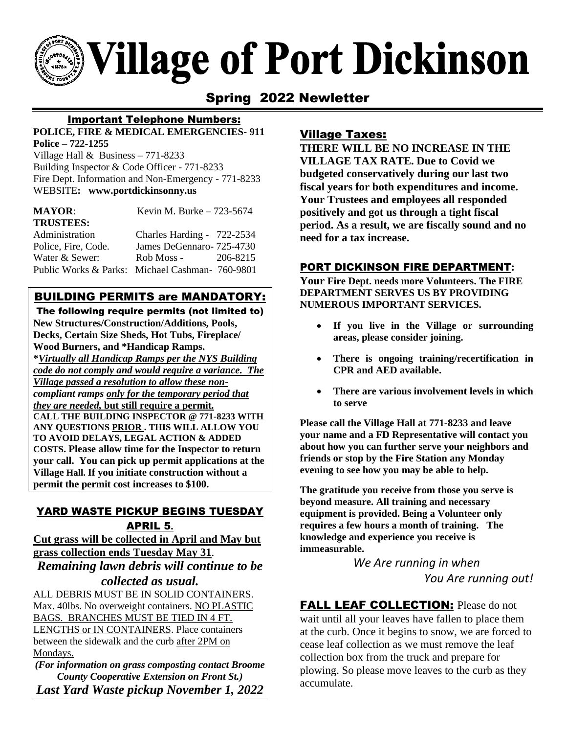# Village of Port Dickinson

## Spring 2022 Newletter

### Important Telephone Numbers:

**POLICE, FIRE & MEDICAL EMERGENCIES- 911**
**Police – 722-1255**
Village Hall & Business – 771-8233
Building Inspector & Code Officer - 771-8233
Fire Dept. Information and Non-Emergency - 771-8233
WEBSITE**: www.portdickinsonny.us**

| | |
|---|---|
| **MAYOR**: | Kevin M. Burke – 723-5674 |
| **TRUSTEES:** | |
| Administration | Charles Harding - 722-2534 |
| Police, Fire, Code. | James DeGennaro- 725-4730 |
| Water & Sewer: | Rob Moss - 206-8215 |
| Public Works & Parks: | Michael Cashman- 760-9801 |

### BUILDING PERMITS are MANDATORY:

**The following require permits (not limited to)**
**New Structures/Construction/Additions, Pools, Decks, Certain Size Sheds, Hot Tubs, Fireplace/ Wood Burners, and *Handicap Ramps.**
***<u>Virtually all Handicap Ramps per the NYS Building code do not comply and would require a variance. The Village passed a resolution to allow these non-compliant ramps only for the temporary period that they are needed</u>, <u>but still require a permit.</u>***
**CALL THE BUILDING INSPECTOR @ 771-8233 WITH ANY QUESTIONS <u>PRIOR</u> . THIS WILL ALLOW YOU TO AVOID DELAYS, LEGAL ACTION & ADDED COSTS. Please allow time for the Inspector to return your call. You can pick up permit applications at the Village Hall. If you initiate construction without a permit the permit cost increases to $100.**

### <u>YARD WASTE PICKUP BEGINS TUESDAY APRIL 5</u>.

**<u>Cut grass will be collected in April and May but grass collection ends Tuesday May 31</u>**.

***Remaining lawn debris will continue to be collected as usual.***

ALL DEBRIS MUST BE IN SOLID CONTAINERS. Max. 40lbs. No overweight containers. <u>NO PLASTIC BAGS. BRANCHES MUST BE TIED IN 4 FT. LENGTHS or IN CONTAINERS</u>. Place containers between the sidewalk and the curb <u>after 2PM on Mondays.</u>

***(For information on grass composting contact Broome County Cooperative Extension on Front St.)***

***Last Yard Waste pickup November 1, 2022***

### <u>Village Taxes:</u>

**THERE WILL BE NO INCREASE IN THE VILLAGE TAX RATE. Due to Covid we budgeted conservatively during our last two fiscal years for both expenditures and income. Your Trustees and employees all responded positively and got us through a tight fiscal period. As a result, we are fiscally sound and no need for a tax increase.**

### <u>PORT DICKINSON FIRE DEPARTMENT</u>:

**Your Fire Dept. needs more Volunteers. The FIRE DEPARTMENT SERVES US BY PROVIDING NUMEROUS IMPORTANT SERVICES.**

- **If you live in the Village or surrounding areas, please consider joining.**
- **There is ongoing training/recertification in CPR and AED available.**
- **There are various involvement levels in which to serve**

**Please call the Village Hall at 771-8233 and leave your name and a FD Representative will contact you about how you can further serve your neighbors and friends or stop by the Fire Station any Monday evening to see how you may be able to help.**

**The gratitude you receive from those you serve is beyond measure. All training and necessary equipment is provided. Being a Volunteer only requires a few hours a month of training. The knowledge and experience you receive is immeasurable.**

*We Are running in when*
*You Are running out!*

**FALL LEAF COLLECTION:** Please do not wait until all your leaves have fallen to place them at the curb. Once it begins to snow, we are forced to cease leaf collection as we must remove the leaf collection box from the truck and prepare for plowing. So please move leaves to the curb as they accumulate.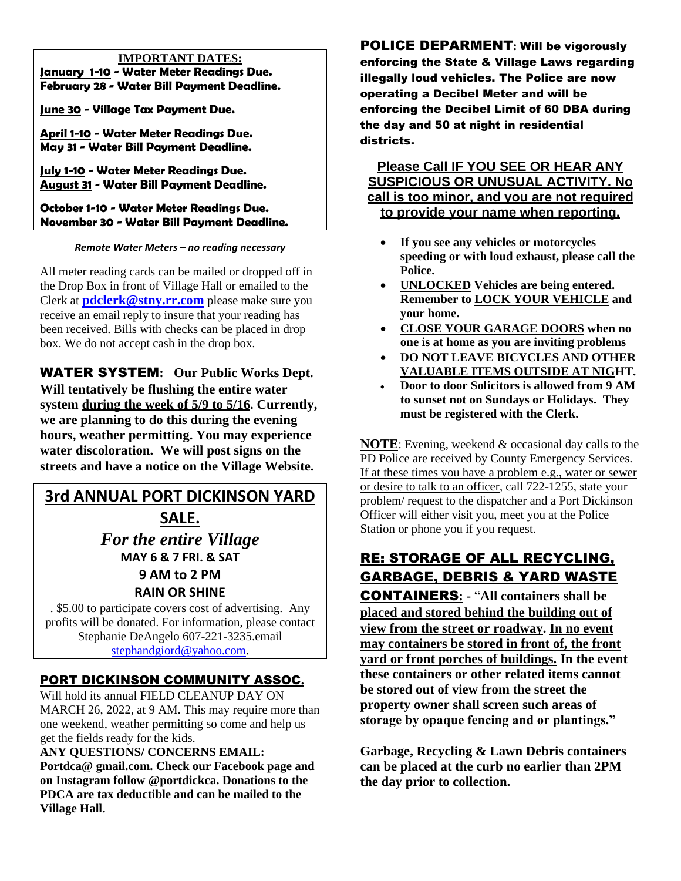**IMPORTANT DATES:**

**January 1-10 - Water Meter Readings Due.**
**February 28 - Water Bill Payment Deadline.**

**June 30 - Village Tax Payment Due.**

**April 1-10 - Water Meter Readings Due.**
**May 31 - Water Bill Payment Deadline.**

**July 1-10 - Water Meter Readings Due.**
**August 31 - Water Bill Payment Deadline.**

**October 1-10 - Water Meter Readings Due.**
**November 30 - Water Bill Payment Deadline.**

***Remote Water Meters – no reading necessary***

All meter reading cards can be mailed or dropped off in the Drop Box in front of Village Hall or emailed to the Clerk at **pdclerk@stny.rr.com** please make sure you receive an email reply to insure that your reading has been received. Bills with checks can be placed in drop box. We do not accept cash in the drop box.

**WATER SYSTEM: Our Public Works Dept. Will tentatively be flushing the entire water system during the week of 5/9 to 5/16. Currently, we are planning to do this during the evening hours, weather permitting. You may experience water discoloration. We will post signs on the streets and have a notice on the Village Website.**

## 3rd ANNUAL PORT DICKINSON YARD SALE.

***For the entire Village***

**MAY 6 & 7 FRI. & SAT**

**9 AM to 2 PM**

**RAIN OR SHINE**

. $5.00 to participate covers cost of advertising. Any profits will be donated. For information, please contact Stephanie DeAngelo 607-221-3235.email stephandgiord@yahoo.com.

## PORT DICKINSON COMMUNITY ASSOC.

Will hold its annual FIELD CLEANUP DAY ON MARCH 26, 2022, at 9 AM. This may require more than one weekend, weather permitting so come and help us get the fields ready for the kids.

**ANY QUESTIONS/ CONCERNS EMAIL: Portdca@ gmail.com. Check our Facebook page and on Instagram follow @portdickca. Donations to the PDCA are tax deductible and can be mailed to the Village Hall.**

**POLICE DEPARMENT: Will be vigorously enforcing the State & Village Laws regarding illegally loud vehicles. The Police are now operating a Decibel Meter and will be enforcing the Decibel Limit of 60 DBA during the day and 50 at night in residential districts.**

**Please Call IF YOU SEE OR HEAR ANY SUSPICIOUS OR UNUSUAL ACTIVITY. No call is too minor, and you are not required to provide your name when reporting.**

- **If you see any vehicles or motorcycles speeding or with loud exhaust, please call the Police.**
- **UNLOCKED Vehicles are being entered. Remember to LOCK YOUR VEHICLE and your home.**
- **CLOSE YOUR GARAGE DOORS when no one is at home as you are inviting problems**
- **DO NOT LEAVE BICYCLES AND OTHER VALUABLE ITEMS OUTSIDE AT NIGHT.**
- **Door to door Solicitors is allowed from 9 AM to sunset not on Sundays or Holidays. They must be registered with the Clerk.**

**NOTE**: Evening, weekend & occasional day calls to the PD Police are received by County Emergency Services. If at these times you have a problem e.g., water or sewer or desire to talk to an officer, call 722-1255, state your problem/ request to the dispatcher and a Port Dickinson Officer will either visit you, meet you at the Police Station or phone you if you request.

**RE: STORAGE OF ALL RECYCLING, GARBAGE, DEBRIS & YARD WASTE CONTAINERS: - "All containers shall be placed and stored behind the building out of view from the street or roadway. In no event may containers be stored in front of, the front yard or front porches of buildings. In the event these containers or other related items cannot be stored out of view from the street the property owner shall screen such areas of storage by opaque fencing and or plantings."**

**Garbage, Recycling & Lawn Debris containers can be placed at the curb no earlier than 2PM the day prior to collection.**